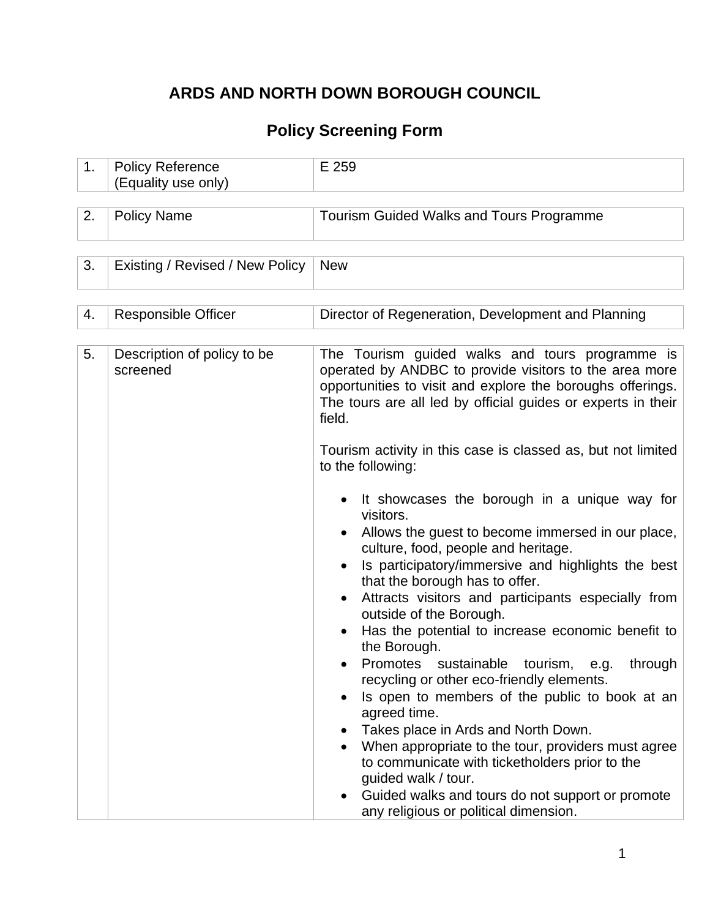# ARDS AND NORTH DOWN BOROUGH COUNCIL

## Policy Screening Form

| | | |
|---|---|---|
| 1. | Policy Reference (Equality use only) | E 259 |
| 2. | Policy Name | Tourism Guided Walks and Tours Programme |
| 3. | Existing / Revised / New Policy | New |
| 4. | Responsible Officer | Director of Regeneration, Development and Planning |
| 5. | Description of policy to be screened | The Tourism guided walks and tours programme is operated by ANDBC to provide visitors to the area more opportunities to visit and explore the boroughs offerings. The tours are all led by official guides or experts in their field.<br><br>Tourism activity in this case is classed as, but not limited to the following:<br><br>• It showcases the borough in a unique way for visitors.<br>• Allows the guest to become immersed in our place, culture, food, people and heritage.<br>• Is participatory/immersive and highlights the best that the borough has to offer.<br>• Attracts visitors and participants especially from outside of the Borough.<br>• Has the potential to increase economic benefit to the Borough.<br>• Promotes sustainable tourism, e.g. through recycling or other eco-friendly elements.<br>• Is open to members of the public to book at an agreed time.<br>• Takes place in Ards and North Down.<br>• When appropriate to the tour, providers must agree to communicate with ticketholders prior to the guided walk / tour.<br>• Guided walks and tours do not support or promote any religious or political dimension. |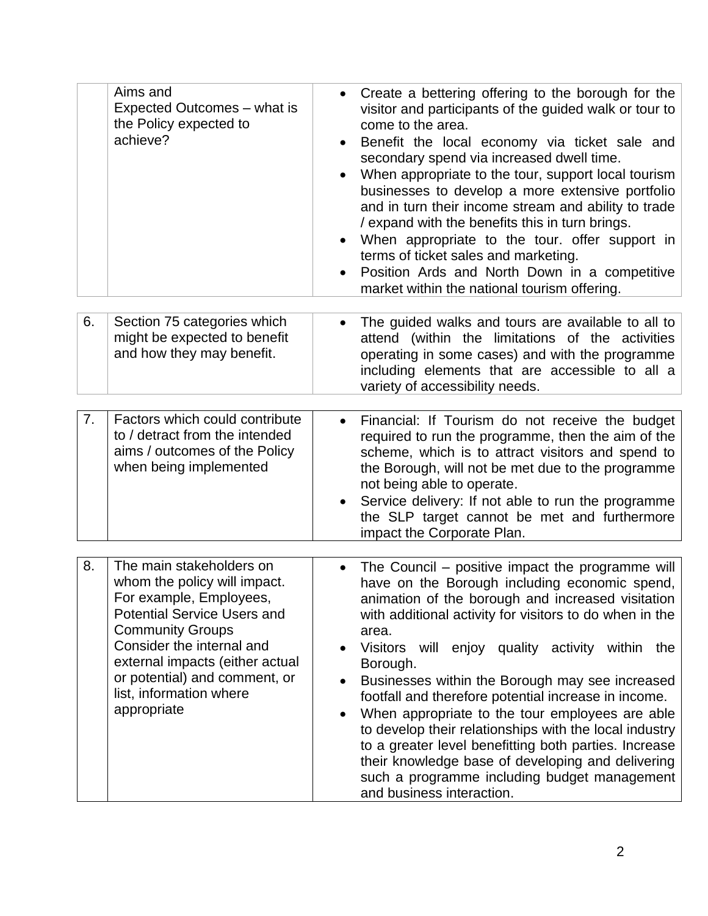|  |  |  |
|---|---|---|
|  | Aims and Expected Outcomes – what is the Policy expected to achieve? | • Create a bettering offering to the borough for the visitor and participants of the guided walk or tour to come to the area.<br>• Benefit the local economy via ticket sale and secondary spend via increased dwell time.<br>• When appropriate to the tour, support local tourism businesses to develop a more extensive portfolio and in turn their income stream and ability to trade / expand with the benefits this in turn brings.<br>• When appropriate to the tour. offer support in terms of ticket sales and marketing.<br>• Position Ards and North Down in a competitive market within the national tourism offering. |

|  |  |  |
|---|---|---|
| 6. | Section 75 categories which might be expected to benefit and how they may benefit. | • The guided walks and tours are available to all to attend (within the limitations of the activities operating in some cases) and with the programme including elements that are accessible to all a variety of accessibility needs. |

|  |  |  |
|---|---|---|
| 7. | Factors which could contribute to / detract from the intended aims / outcomes of the Policy when being implemented | • Financial: If Tourism do not receive the budget required to run the programme, then the aim of the scheme, which is to attract visitors and spend to the Borough, will not be met due to the programme not being able to operate.<br>• Service delivery: If not able to run the programme the SLP target cannot be met and furthermore impact the Corporate Plan. |

|  |  |  |
|---|---|---|
| 8. | The main stakeholders on whom the policy will impact. For example, Employees, Potential Service Users and Community Groups<br>Consider the internal and external impacts (either actual or potential) and comment, or list, information where appropriate | • The Council – positive impact the programme will have on the Borough including economic spend, animation of the borough and increased visitation with additional activity for visitors to do when in the area.<br>• Visitors will enjoy quality activity within the Borough.<br>• Businesses within the Borough may see increased footfall and therefore potential increase in income.<br>• When appropriate to the tour employees are able to develop their relationships with the local industry to a greater level benefitting both parties. Increase their knowledge base of developing and delivering such a programme including budget management and business interaction. |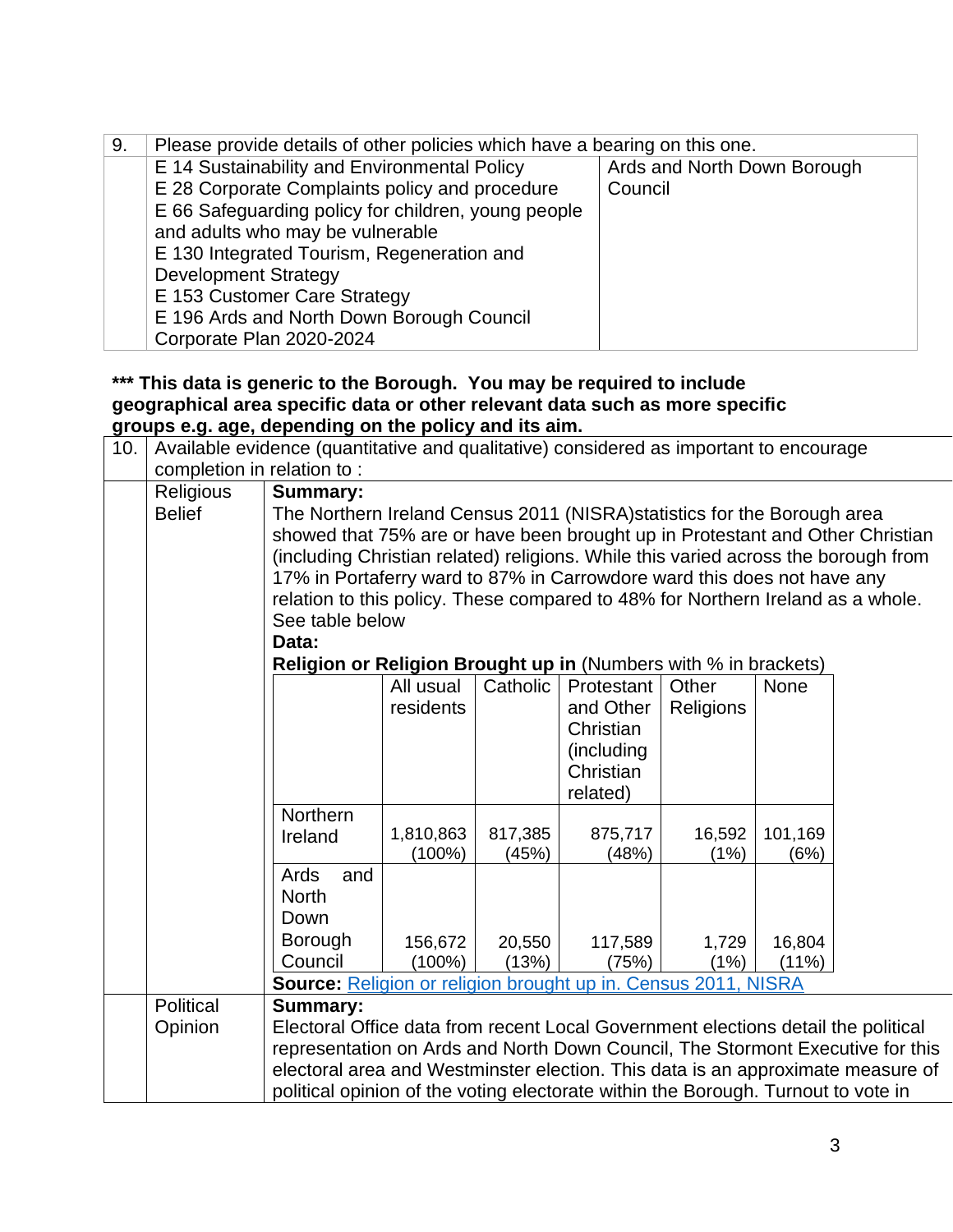| 9. | Please provide details of other policies which have a bearing on this one. | |
|---|---|---|
| | E 14 Sustainability and Environmental Policy<br>E 28 Corporate Complaints policy and procedure<br>E 66 Safeguarding policy for children, young people and adults who may be vulnerable<br>E 130 Integrated Tourism, Regeneration and Development Strategy<br>E 153 Customer Care Strategy<br>E 196 Ards and North Down Borough Council Corporate Plan 2020-2024 | Ards and North Down Borough Council |

**\*\*\* This data is generic to the Borough. You may be required to include geographical area specific data or other relevant data such as more specific groups e.g. age, depending on the policy and its aim.**

| 10. | Available evidence (quantitative and qualitative) considered as important to encourage completion in relation to : |
|---|---|
| Religious Belief | **Summary:**<br>The Northern Ireland Census 2011 (NISRA)statistics for the Borough area showed that 75% are or have been brought up in Protestant and Other Christian (including Christian related) religions. While this varied across the borough from 17% in Portaferry ward to 87% in Carrowdore ward this does not have any relation to this policy. These compared to 48% for Northern Ireland as a whole. See table below<br>**Data:**<br>**Religion or Religion Brought up in** (Numbers with % in brackets) |

| | All usual residents | Catholic | Protestant and Other Christian (including Christian related) | Other Religions | None |
|---|---|---|---|---|---|
| Northern Ireland | 1,810,863 (100%) | 817,385 (45%) | 875,717 (48%) | 16,592 (1%) | 101,169 (6%) |
| Ards and North Down Borough Council | 156,672 (100%) | 20,550 (13%) | 117,589 (75%) | 1,729 (1%) | 16,804 (11%) |

**Source:** Religion or religion brought up in. Census 2011, NISRA

| Political Opinion | **Summary:**<br>Electoral Office data from recent Local Government elections detail the political representation on Ards and North Down Council, The Stormont Executive for this electoral area and Westminster election. This data is an approximate measure of political opinion of the voting electorate within the Borough. Turnout to vote in |
|---|---|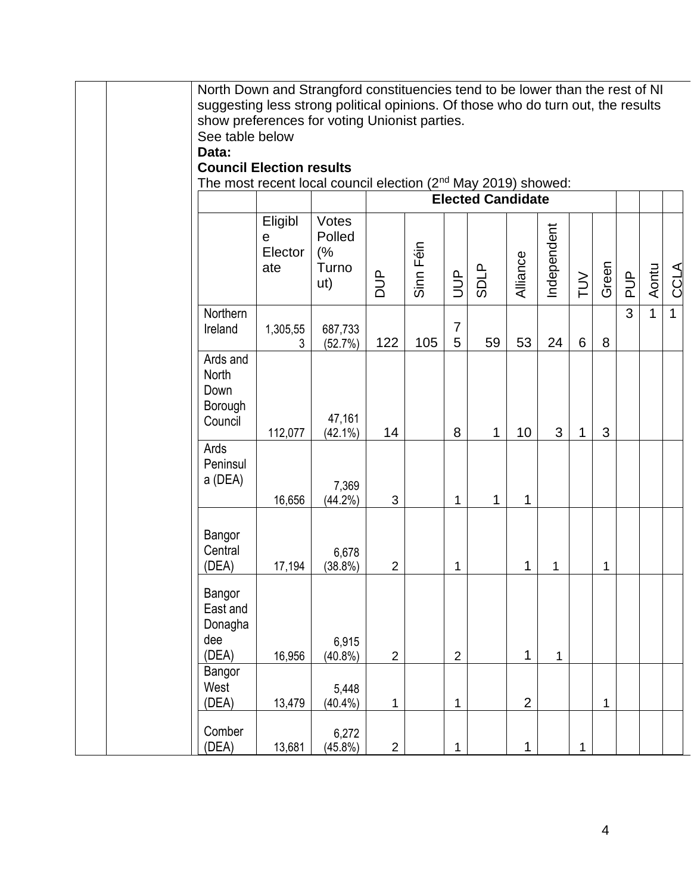North Down and Strangford constituencies tend to be lower than the rest of NI suggesting less strong political opinions. Of those who do turn out, the results show preferences for voting Unionist parties.

See table below

**Data:**

**Council Election results**

The most recent local council election (2nd May 2019) showed:

| | | | Elected Candidate | | | | | | | | | | |
|---|---|---|---|---|---|---|---|---|---|---|---|---|---|
| | Eligible Electorate | Votes Polled (% Turnout) | DUP | Sinn Féin | UUP | SDLP | Alliance | Independent | TUV | Green | PUP | Aontu | CCLA |
| Northern Ireland | 1,305,553 | 687,733 (52.7%) | 122 | 105 | 75 | 59 | 53 | 24 | 6 | 8 | 3 | 1 | 1 |
| Ards and North Down Borough Council | 112,077 | 47,161 (42.1%) | 14 | | 8 | 1 | 10 | 3 | 1 | 3 | | | |
| Ards Peninsula (DEA) | 16,656 | 7,369 (44.2%) | 3 | | 1 | 1 | 1 | | | | | | |
| Bangor Central (DEA) | 17,194 | 6,678 (38.8%) | 2 | | 1 | | 1 | 1 | | 1 | | | |
| Bangor East and Donaghadee (DEA) | 16,956 | 6,915 (40.8%) | 2 | | 2 | | 1 | 1 | | | | | |
| Bangor West (DEA) | 13,479 | 5,448 (40.4%) | 1 | | 1 | | 2 | | | 1 | | | |
| Comber (DEA) | 13,681 | 6,272 (45.8%) | 2 | | 1 | | 1 | | 1 | | | | |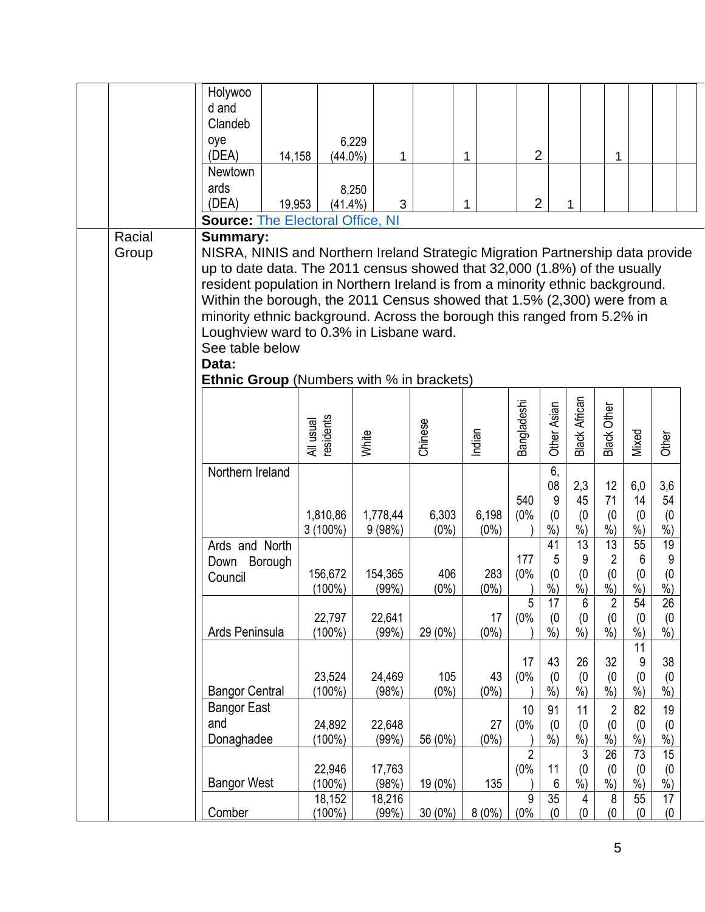| Holywood and Clandeboye (DEA) | 14,158 | 6,229 (44.0%) | 1 | | 1 | | 2 | | | 1 | | |
|---|---|---|---|---|---|---|---|---|---|---|---|---|
| Newtownards (DEA) | 19,953 | 8,250 (41.4%) | 3 | | 1 | | 2 | 1 | | | | |

**Source:** [The Electoral Office, NI]()

Racial Group

**Summary:**

NISRA, NINIS and Northern Ireland Strategic Migration Partnership data provide up to date data. The 2011 census showed that 32,000 (1.8%) of the usually resident population in Northern Ireland is from a minority ethnic background. Within the borough, the 2011 Census showed that 1.5% (2,300) were from a minority ethnic background. Across the borough this ranged from 5.2% in Loughview ward to 0.3% in Lisbane ward.

See table below

**Data:**

**Ethnic Group** (Numbers with % in brackets)

| | All usual residents | White | Chinese | Indian | Bangladeshi | Other Asian | Black African | Black Other | Mixed | Other |
|---|---|---|---|---|---|---|---|---|---|---|
| Northern Ireland | 1,810,863 (100%) | 1,778,449 (98%) | 6,303 (0%) | 6,198 (0%) | 540 (0%) | 6,089 (0%) | 2,345 (0%) | 1271 (0%) | 6,014 (0%) | 3,654 (0%) |
| Ards and North Down Borough Council | 156,672 (100%) | 154,365 (99%) | 406 (0%) | 283 (0%) | 177 (0%) | 415 (0%) | 139 (0%) | 132 (0%) | 556 (0%) | 199 (0%) |
| Ards Peninsula | 22,797 (100%) | 22,641 (99%) | 29 (0%) | 17 (0%) | 5 (0%) | 17 (0%) | 6 (0%) | 2 (0%) | 54 (0%) | 26 (0%) |
| Bangor Central | 23,524 (100%) | 24,469 (98%) | 105 (0%) | 43 (0%) | 17 (0%) | 43 (0%) | 26 (0%) | 32 (0%) | 119 (0%) | 38 (0%) |
| Bangor East and Donaghadee | 24,892 (100%) | 22,648 (99%) | 56 (0%) | 27 (0%) | 10 (0%) | 91 (0%) | 11 (0%) | 2 (0%) | 82 (0%) | 19 (0%) |
| Bangor West | 22,946 (100%) | 17,763 (98%) | 19 (0%) | 135 | 2 (0%) | 116 | 3 (0%) | 26 (0%) | 73 (0%) | 15 (0%) |
| Comber | 18,152 (100%) | 18,216 (99%) | 30 (0%) | 8 (0%) | 9 (0% | 35 (0 | 4 (0 | 8 (0 | 55 (0 | 17 (0 |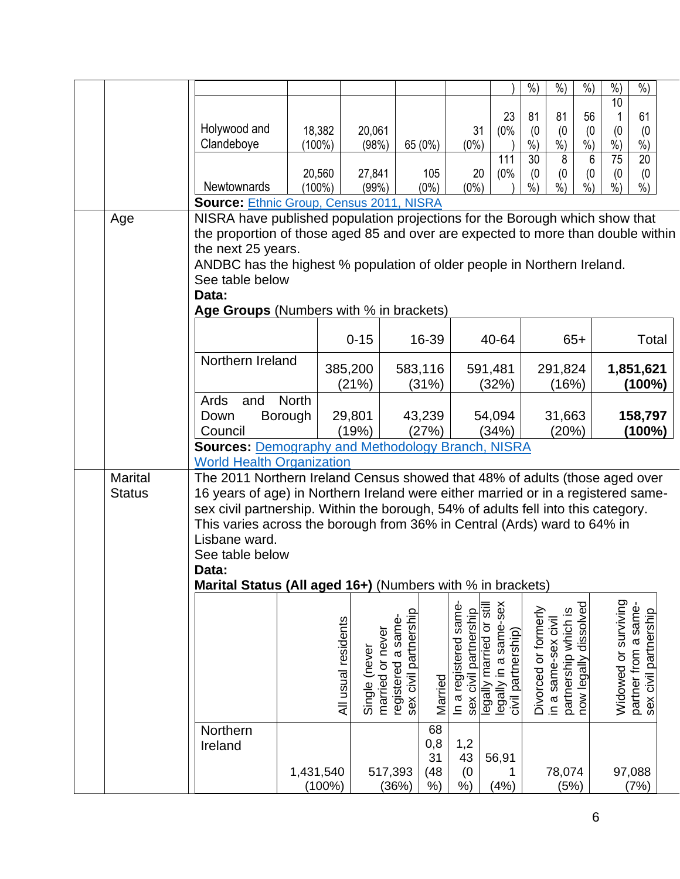| | | | | | | | | | | |
|---|---|---|---|---|---|---|---|---|---|---|
| | | | | | ) | %) | %) | %) | %) | %) |
| Holywood and Clandeboye | 18,382 (100%) | 20,061 (98%) | 65 (0%) | 31 (0%) | 23 (0%) | 81 (0%) | 81 (0%) | 56 (0%) | 101 (0%) | 61 (0%) |
| Newtownards | 20,560 (100%) | 27,841 (99%) | 105 (0%) | 20 (0%) | 111 (0%) | 30 (0%) | 8 (0%) | 6 (0%) | 75 (0%) | 20 (0%) |

**Source:** Ethnic Group, Census 2011, NISRA

**Age**

NISRA have published population projections for the Borough which show that the proportion of those aged 85 and over are expected to more than double within the next 25 years.

ANDBC has the highest % population of older people in Northern Ireland.

See table below

**Data:**

**Age Groups** (Numbers with % in brackets)

| | 0-15 | 16-39 | 40-64 | 65+ | Total |
|---|---|---|---|---|---|
| Northern Ireland | 385,200 (21%) | 583,116 (31%) | 591,481 (32%) | 291,824 (16%) | **1,851,621 (100%)** |
| Ards and North Down Borough Council | 29,801 (19%) | 43,239 (27%) | 54,094 (34%) | 31,663 (20%) | **158,797 (100%)** |

**Sources:** Demography and Methodology Branch, NISRA
World Health Organization

**Marital Status**

The 2011 Northern Ireland Census showed that 48% of adults (those aged over 16 years of age) in Northern Ireland were either married or in a registered same-sex civil partnership. Within the borough, 54% of adults fell into this category. This varies across the borough from 36% in Central (Ards) ward to 64% in Lisbane ward.

See table below

**Data:**

**Marital Status (All aged 16+)** (Numbers with % in brackets)

| | All usual residents | Single (never married or never registered a same-sex civil partnership | Married | In a registered same-sex civil partnership | legally married or still legally in a same-sex civil partnership) | Divorced or formerly in a same-sex civil partnership which is now legally dissolved | Widowed or surviving partner from a same-sex civil partnership |
|---|---|---|---|---|---|---|---|
| Northern Ireland | 1,431,540 (100%) | 517,393 (36%) | 680,831 (48%) | 1,243 (0%) | 56,911 (4%) | 78,074 (5%) | 97,088 (7%) |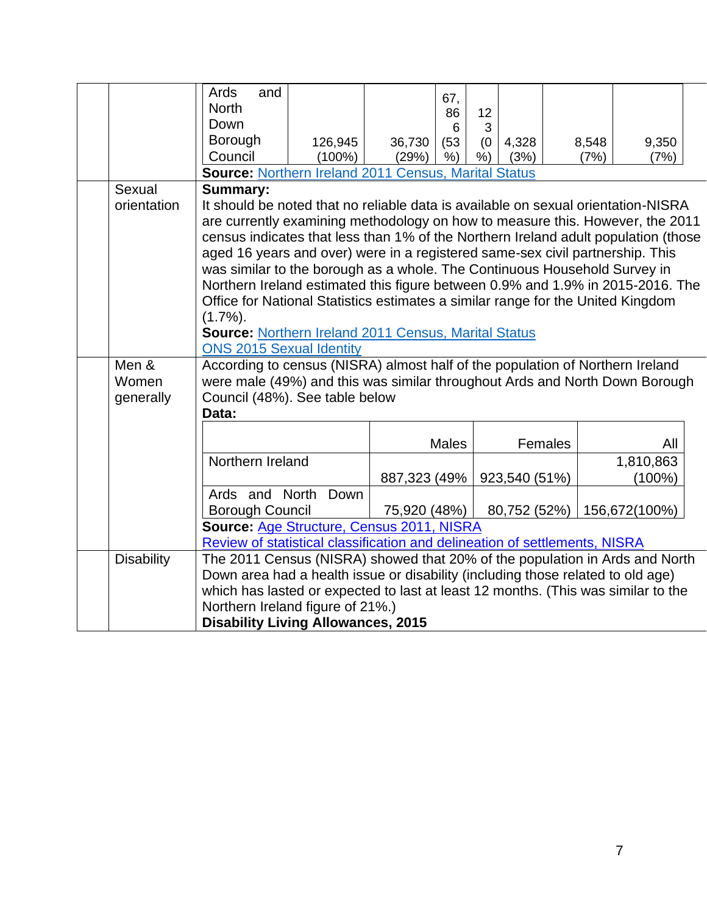| | | | | | | | | |
|---|---|---|---|---|---|---|---|---|
| | | Ards and North Down Borough Council | 126,945 (100%) | 36,730 (29%) | 67,866 (53%) | 123 (0%) | 4,328 (3%) | 8,548 (7%) | 9,350 (7%) |

**Source:** Northern Ireland 2011 Census, Marital Status

| | | |
|---|---|---|
| | Sexual orientation | **Summary:** It should be noted that no reliable data is available on sexual orientation-NISRA are currently examining methodology on how to measure this. However, the 2011 census indicates that less than 1% of the Northern Ireland adult population (those aged 16 years and over) were in a registered same-sex civil partnership. This was similar to the borough as a whole. The Continuous Household Survey in Northern Ireland estimated this figure between 0.9% and 1.9% in 2015-2016. The Office for National Statistics estimates a similar range for the United Kingdom (1.7%). **Source:** Northern Ireland 2011 Census, Marital Status ONS 2015 Sexual Identity |
| | Men & Women generally | According to census (NISRA) almost half of the population of Northern Ireland were male (49%) and this was similar throughout Ards and North Down Borough Council (48%). See table below **Data:** |

| | Males | Females | All |
|---|---|---|---|
| Northern Ireland | 887,323 (49% | 923,540 (51%) | 1,810,863 (100%) |
| Ards and North Down Borough Council | 75,920 (48%) | 80,752 (52%) | 156,672(100%) |

**Source:** Age Structure, Census 2011, NISRA
Review of statistical classification and delineation of settlements, NISRA

| | | |
|---|---|---|
| | Disability | The 2011 Census (NISRA) showed that 20% of the population in Ards and North Down area had a health issue or disability (including those related to old age) which has lasted or expected to last at least 12 months. (This was similar to the Northern Ireland figure of 21%.) **Disability Living Allowances, 2015** |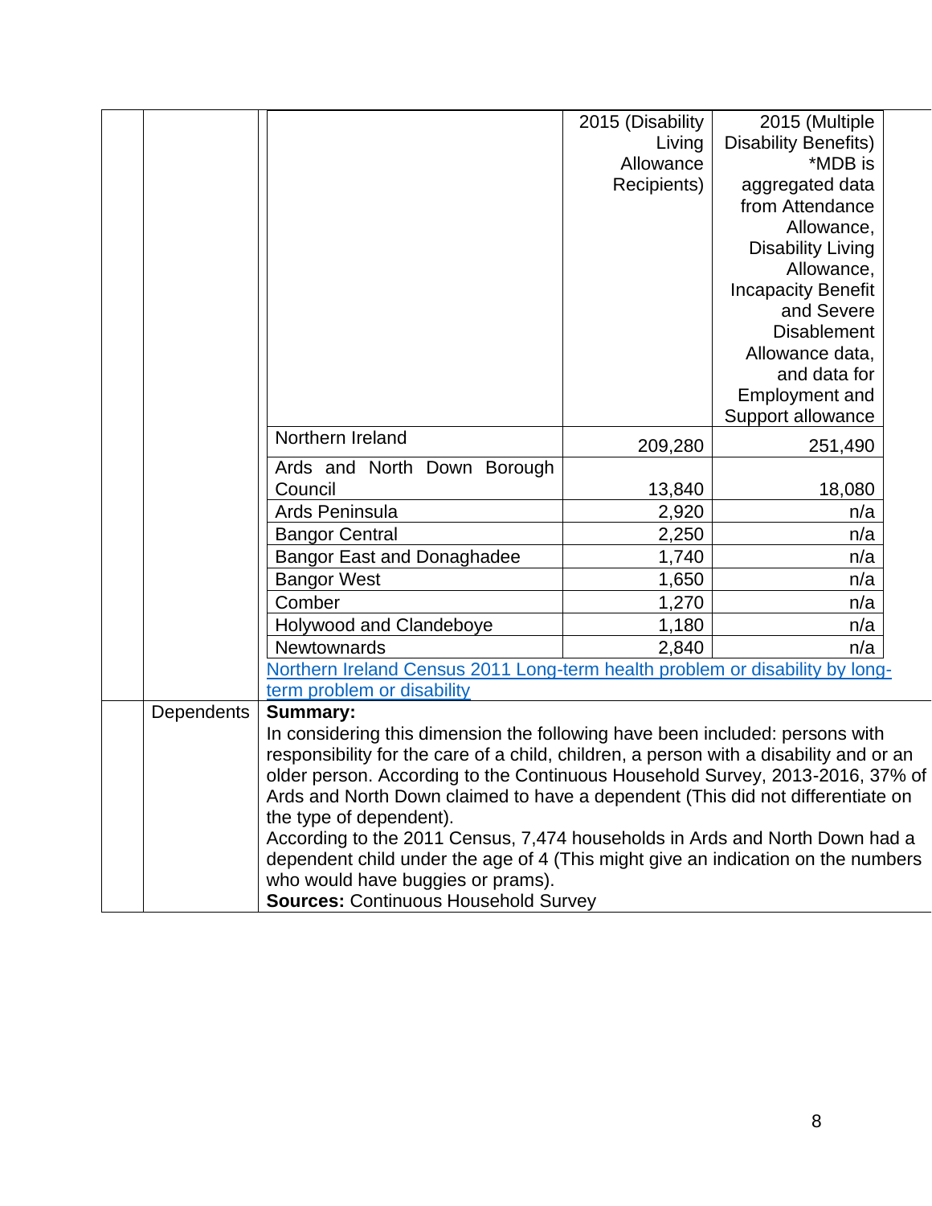| | 2015 (Disability Living Allowance Recipients) | 2015 (Multiple Disability Benefits) *MDB is aggregated data from Attendance Allowance, Disability Living Allowance, Incapacity Benefit and Severe Disablement Allowance data, and data for Employment and Support allowance |
|---|---|---|
| Northern Ireland | 209,280 | 251,490 |
| Ards and North Down Borough Council | 13,840 | 18,080 |
| Ards Peninsula | 2,920 | n/a |
| Bangor Central | 2,250 | n/a |
| Bangor East and Donaghadee | 1,740 | n/a |
| Bangor West | 1,650 | n/a |
| Comber | 1,270 | n/a |
| Holywood and Clandeboye | 1,180 | n/a |
| Newtownards | 2,840 | n/a |

[Northern Ireland Census 2011 Long-term health problem or disability by long-term problem or disability]

**Dependents**

**Summary:**

In considering this dimension the following have been included: persons with responsibility for the care of a child, children, a person with a disability and or an older person. According to the Continuous Household Survey, 2013-2016, 37% of Ards and North Down claimed to have a dependent (This did not differentiate on the type of dependent).

According to the 2011 Census, 7,474 households in Ards and North Down had a dependent child under the age of 4 (This might give an indication on the numbers who would have buggies or prams).

**Sources:** Continuous Household Survey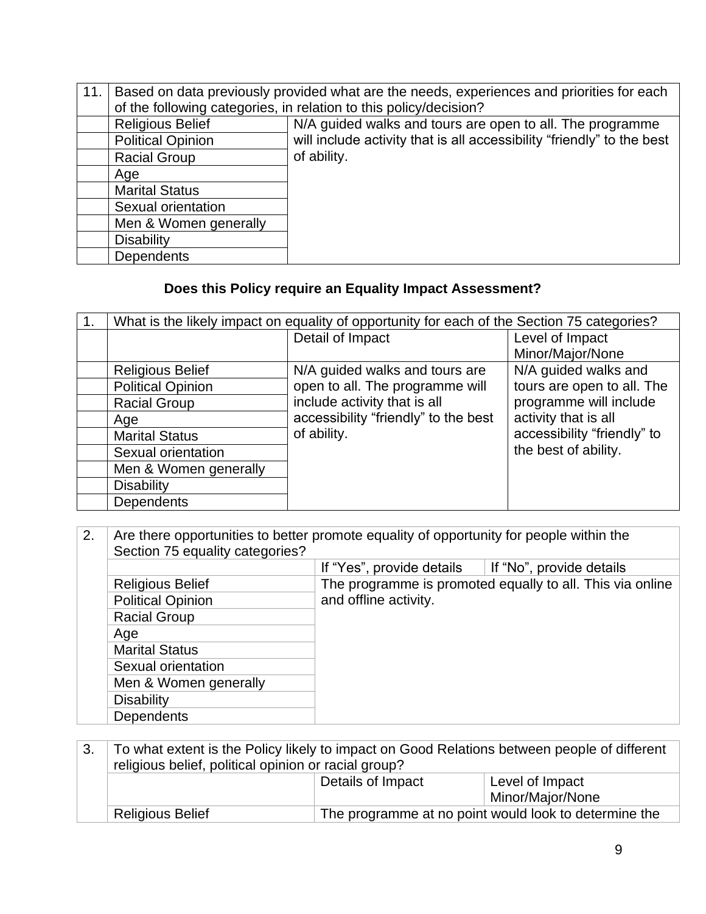| 11. | Based on data previously provided what are the needs, experiences and priorities for each of the following categories, in relation to this policy/decision? | |
|---|---|---|
| | Religious Belief | N/A guided walks and tours are open to all. The programme will include activity that is all accessibility "friendly" to the best of ability. |
| | Political Opinion | |
| | Racial Group | |
| | Age | |
| | Marital Status | |
| | Sexual orientation | |
| | Men & Women generally | |
| | Disability | |
| | Dependents | |

**Does this Policy require an Equality Impact Assessment?**

| 1. | What is the likely impact on equality of opportunity for each of the Section 75 categories? | | |
|---|---|---|---|
| | | Detail of Impact | Level of Impact Minor/Major/None |
| | Religious Belief | N/A guided walks and tours are open to all. The programme will include activity that is all accessibility "friendly" to the best of ability. | N/A guided walks and tours are open to all. The programme will include activity that is all accessibility "friendly" to the best of ability. |
| | Political Opinion | | |
| | Racial Group | | |
| | Age | | |
| | Marital Status | | |
| | Sexual orientation | | |
| | Men & Women generally | | |
| | Disability | | |
| | Dependents | | |

| 2. | Are there opportunities to better promote equality of opportunity for people within the Section 75 equality categories? | | |
|---|---|---|---|
| | | If "Yes", provide details | If "No", provide details |
| | Religious Belief | The programme is promoted equally to all. This via online and offline activity. | |
| | Political Opinion | | |
| | Racial Group | | |
| | Age | | |
| | Marital Status | | |
| | Sexual orientation | | |
| | Men & Women generally | | |
| | Disability | | |
| | Dependents | | |

| 3. | To what extent is the Policy likely to impact on Good Relations between people of different religious belief, political opinion or racial group? | | |
|---|---|---|---|
| | | Details of Impact | Level of Impact Minor/Major/None |
| | Religious Belief | The programme at no point would look to determine the | |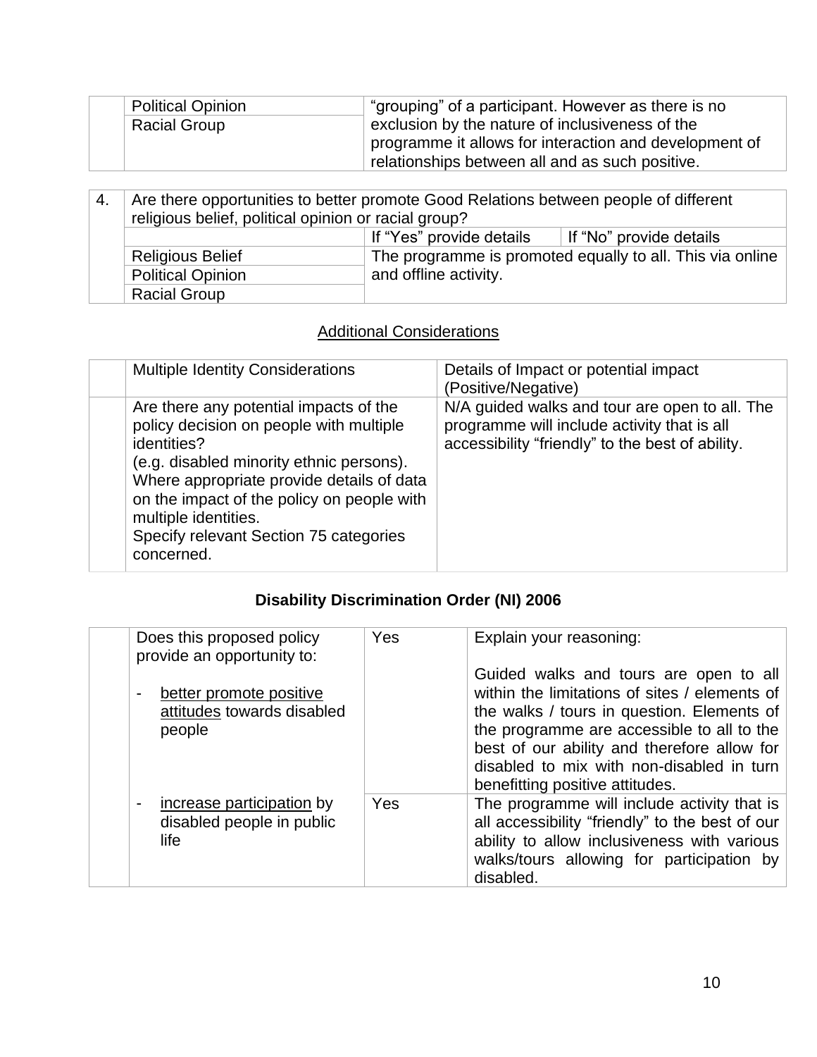| | | |
|---|---|---|
| | Political Opinion | "grouping" of a participant. However as there is no exclusion by the nature of inclusiveness of the programme it allows for interaction and development of relationships between all and as such positive. |
| | Racial Group | |

| 4. | Are there opportunities to better promote Good Relations between people of different religious belief, political opinion or racial group? | | |
|---|---|---|---|
| | | If "Yes" provide details | If "No" provide details |
| | Religious Belief | The programme is promoted equally to all. This via online and offline activity. | |
| | Political Opinion | | |
| | Racial Group | | |

## Additional Considerations

| | Multiple Identity Considerations | Details of Impact or potential impact (Positive/Negative) |
|---|---|---|
| | Are there any potential impacts of the policy decision on people with multiple identities? (e.g. disabled minority ethnic persons). Where appropriate provide details of data on the impact of the policy on people with multiple identities. Specify relevant Section 75 categories concerned. | N/A guided walks and tour are open to all. The programme will include activity that is all accessibility "friendly" to the best of ability. |

## **Disability Discrimination Order (NI) 2006**

| | | | |
|---|---|---|---|
| | Does this proposed policy provide an opportunity to:<br><br>- better promote positive attitudes towards disabled people | Yes | Explain your reasoning:<br><br>Guided walks and tours are open to all within the limitations of sites / elements of the walks / tours in question. Elements of the programme are accessible to all to the best of our ability and therefore allow for disabled to mix with non-disabled in turn benefitting positive attitudes. |
| | - increase participation by disabled people in public life | Yes | The programme will include activity that is all accessibility "friendly" to the best of our ability to allow inclusiveness with various walks/tours allowing for participation by disabled. |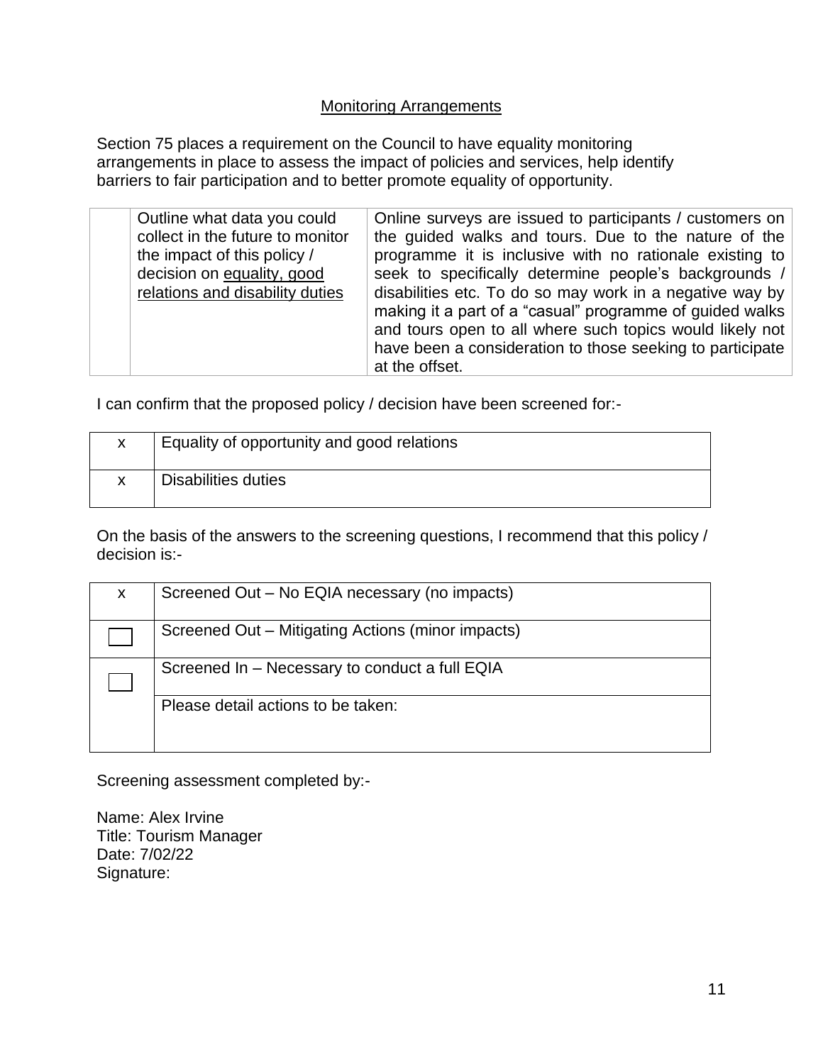<u>Monitoring Arrangements</u>

Section 75 places a requirement on the Council to have equality monitoring arrangements in place to assess the impact of policies and services, help identify barriers to fair participation and to better promote equality of opportunity.

| | | |
|---|---|---|
| | Outline what data you could collect in the future to monitor the impact of this policy / decision on <u>equality, good relations and disability duties</u> | Online surveys are issued to participants / customers on the guided walks and tours. Due to the nature of the programme it is inclusive with no rationale existing to seek to specifically determine people's backgrounds / disabilities etc. To do so may work in a negative way by making it a part of a "casual" programme of guided walks and tours open to all where such topics would likely not have been a consideration to those seeking to participate at the offset. |

I can confirm that the proposed policy / decision have been screened for:-

| | |
|---|---|
| x | Equality of opportunity and good relations |
| x | Disabilities duties |

On the basis of the answers to the screening questions, I recommend that this policy / decision is:-

| | |
|---|---|
| x | Screened Out – No EQIA necessary (no impacts) |
| ☐ | Screened Out – Mitigating Actions (minor impacts) |
| ☐ | Screened In – Necessary to conduct a full EQIA |
| | Please detail actions to be taken: |

Screening assessment completed by:-

Name: Alex Irvine
Title: Tourism Manager
Date: 7/02/22
Signature: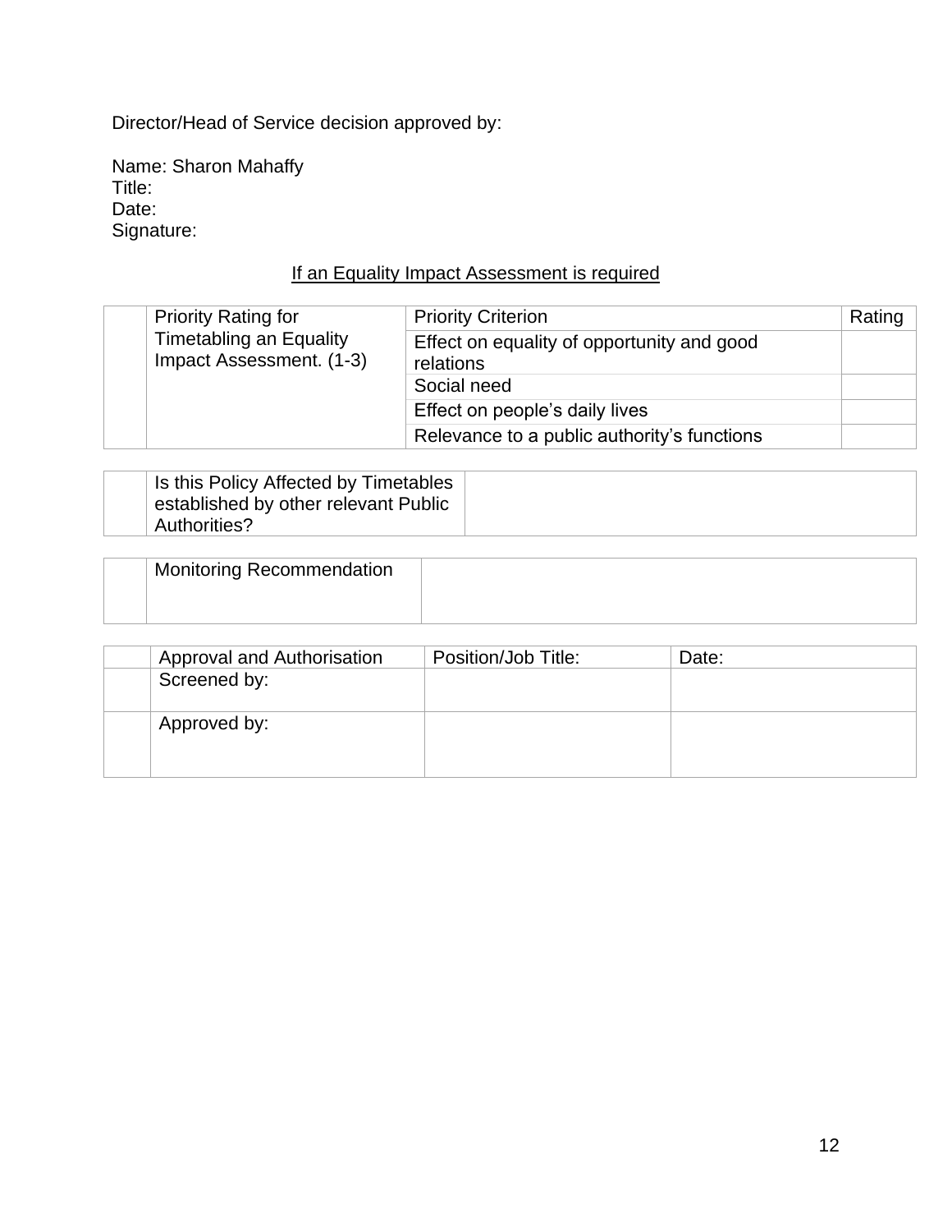Director/Head of Service decision approved by:

Name: Sharon Mahaffy
Title:
Date:
Signature:

If an Equality Impact Assessment is required

| | | | |
|---|---|---|---|
| | Priority Rating for Timetabling an Equality Impact Assessment. (1-3) | Priority Criterion | Rating |
| | | Effect on equality of opportunity and good relations | |
| | | Social need | |
| | | Effect on people's daily lives | |
| | | Relevance to a public authority's functions | |

| | | |
|---|---|---|
| | Is this Policy Affected by Timetables established by other relevant Public Authorities? | |

| | | |
|---|---|---|
| | Monitoring Recommendation | |

| | Approval and Authorisation | Position/Job Title: | Date: |
|---|---|---|---|
| | Screened by: | | |
| | Approved by: | | |